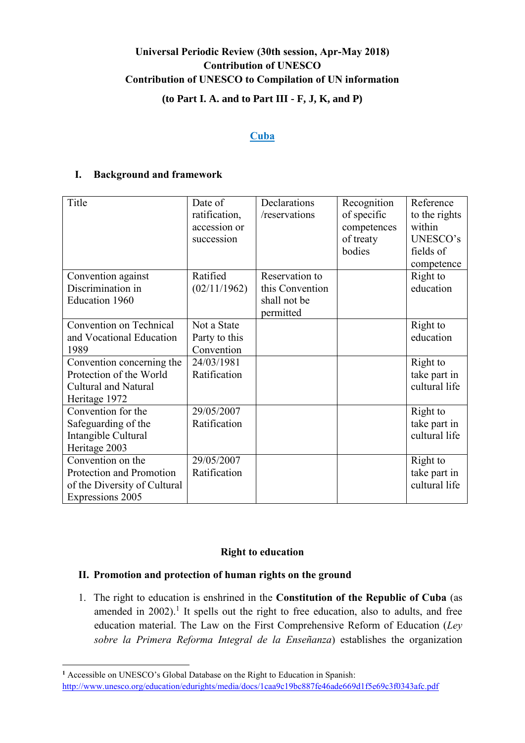**Universal Periodic Review (30th session, Apr-May 2018)**
**Contribution of UNESCO**
**Contribution of UNESCO to Compilation of UN information**

**(to Part I. A. and to Part III - F, J, K, and P)**

**Cuba**

## I. Background and framework

| Title | Date of ratification, accession or succession | Declarations /reservations | Recognition of specific competences of treaty bodies | Reference to the rights within UNESCO's fields of competence |
|---|---|---|---|---|
| Convention against Discrimination in Education 1960 | Ratified (02/11/1962) | Reservation to this Convention shall not be permitted | | Right to education |
| Convention on Technical and Vocational Education 1989 | Not a State Party to this Convention | | | Right to education |
| Convention concerning the Protection of the World Cultural and Natural Heritage 1972 | 24/03/1981 Ratification | | | Right to take part in cultural life |
| Convention for the Safeguarding of the Intangible Cultural Heritage 2003 | 29/05/2007 Ratification | | | Right to take part in cultural life |
| Convention on the Protection and Promotion of the Diversity of Cultural Expressions 2005 | 29/05/2007 Ratification | | | Right to take part in cultural life |

**Right to education**

## II. Promotion and protection of human rights on the ground

1. The right to education is enshrined in the **Constitution of the Republic of Cuba** (as amended in 2002).[1] It spells out the right to free education, also to adults, and free education material. The Law on the First Comprehensive Reform of Education (*Ley sobre la Primera Reforma Integral de la Enseñanza*) establishes the organization

---

[1] Accessible on UNESCO's Global Database on the Right to Education in Spanish: http://www.unesco.org/education/edurights/media/docs/1caa9c19bc887fe46ade669d1f5e69c3f0343afc.pdf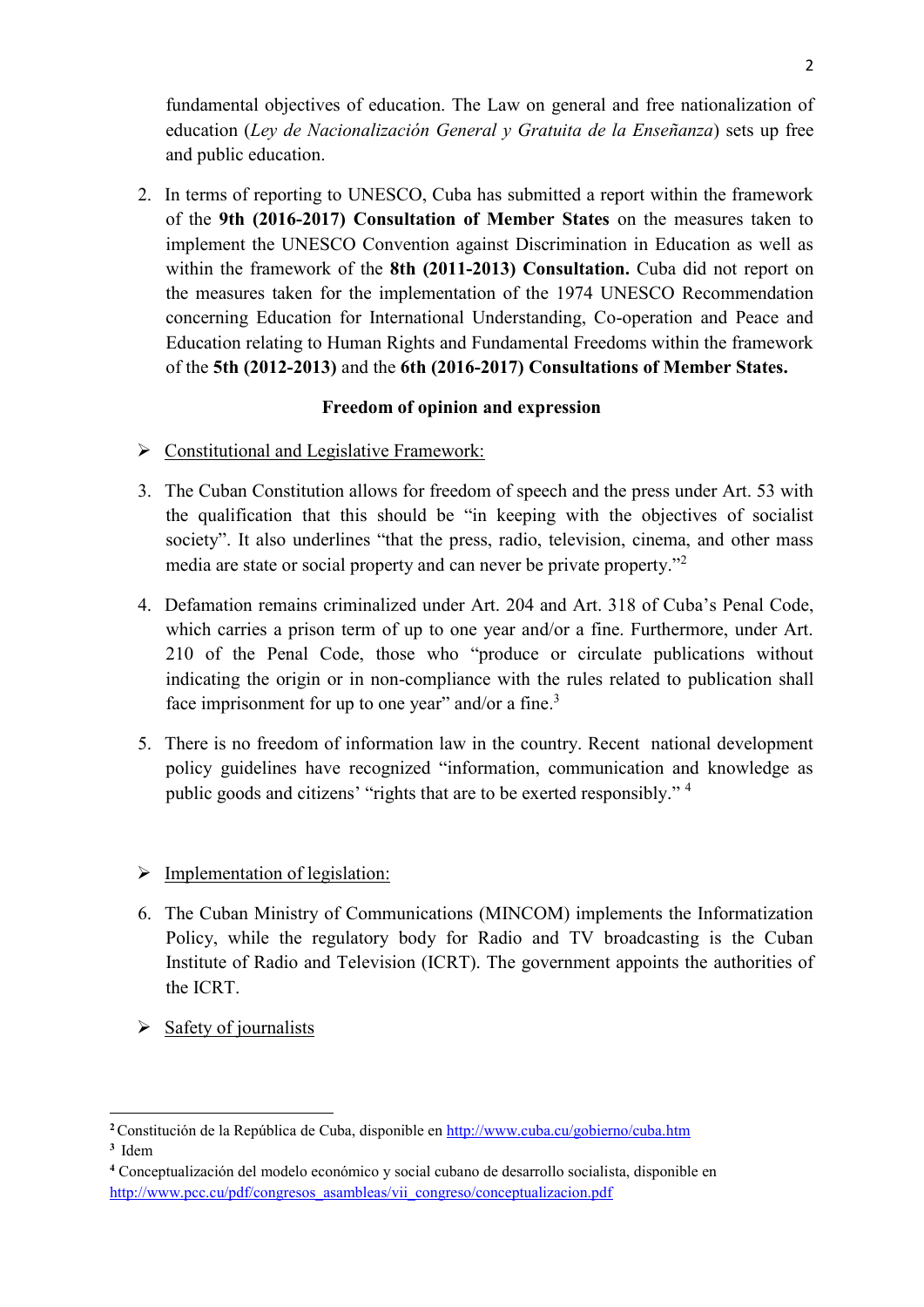fundamental objectives of education. The Law on general and free nationalization of education (*Ley de Nacionalización General y Gratuita de la Enseñanza*) sets up free and public education.

2. In terms of reporting to UNESCO, Cuba has submitted a report within the framework of the **9th (2016-2017) Consultation of Member States** on the measures taken to implement the UNESCO Convention against Discrimination in Education as well as within the framework of the **8th (2011-2013) Consultation.** Cuba did not report on the measures taken for the implementation of the 1974 UNESCO Recommendation concerning Education for International Understanding, Co-operation and Peace and Education relating to Human Rights and Fundamental Freedoms within the framework of the **5th (2012-2013)** and the **6th (2016-2017) Consultations of Member States.**

**Freedom of opinion and expression**

- Constitutional and Legislative Framework:

3. The Cuban Constitution allows for freedom of speech and the press under Art. 53 with the qualification that this should be "in keeping with the objectives of socialist society". It also underlines "that the press, radio, television, cinema, and other mass media are state or social property and can never be private property."[2]

4. Defamation remains criminalized under Art. 204 and Art. 318 of Cuba's Penal Code, which carries a prison term of up to one year and/or a fine. Furthermore, under Art. 210 of the Penal Code, those who "produce or circulate publications without indicating the origin or in non-compliance with the rules related to publication shall face imprisonment for up to one year" and/or a fine.[3]

5. There is no freedom of information law in the country. Recent national development policy guidelines have recognized "information, communication and knowledge as public goods and citizens' "rights that are to be exerted responsibly." [4]

- Implementation of legislation:

6. The Cuban Ministry of Communications (MINCOM) implements the Informatization Policy, while the regulatory body for Radio and TV broadcasting is the Cuban Institute of Radio and Television (ICRT). The government appoints the authorities of the ICRT.

- Safety of journalists

---

[2] Constitución de la República de Cuba, disponible en http://www.cuba.cu/gobierno/cuba.htm

[3] Idem

[4] Conceptualización del modelo económico y social cubano de desarrollo socialista, disponible en http://www.pcc.cu/pdf/congresos_asambleas/vii_congreso/conceptualizacion.pdf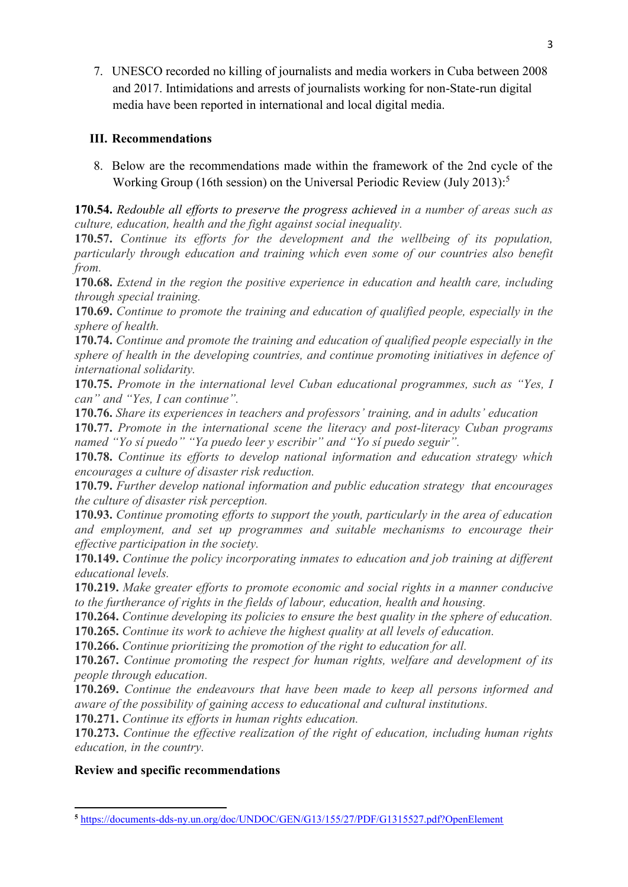7. UNESCO recorded no killing of journalists and media workers in Cuba between 2008 and 2017. Intimidations and arrests of journalists working for non-State-run digital media have been reported in international and local digital media.

## III. Recommendations

8. Below are the recommendations made within the framework of the 2nd cycle of the Working Group (16th session) on the Universal Periodic Review (July 2013):[5]

**170.54.** *Redouble all efforts to preserve the progress achieved in a number of areas such as culture, education, health and the fight against social inequality.*

**170.57.** *Continue its efforts for the development and the wellbeing of its population, particularly through education and training which even some of our countries also benefit from.*

**170.68.** *Extend in the region the positive experience in education and health care, including through special training.*

**170.69.** *Continue to promote the training and education of qualified people, especially in the sphere of health.*

**170.74.** *Continue and promote the training and education of qualified people especially in the sphere of health in the developing countries, and continue promoting initiatives in defence of international solidarity.*

**170.75.** *Promote in the international level Cuban educational programmes, such as "Yes, I can" and "Yes, I can continue".*

**170.76.** *Share its experiences in teachers and professors' training, and in adults' education*

**170.77.** *Promote in the international scene the literacy and post-literacy Cuban programs named "Yo sí puedo" "Ya puedo leer y escribir" and "Yo sí puedo seguir".*

**170.78.** *Continue its efforts to develop national information and education strategy which encourages a culture of disaster risk reduction.*

**170.79.** *Further develop national information and public education strategy that encourages the culture of disaster risk perception.*

**170.93.** *Continue promoting efforts to support the youth, particularly in the area of education and employment, and set up programmes and suitable mechanisms to encourage their effective participation in the society.*

**170.149.** *Continue the policy incorporating inmates to education and job training at different educational levels.*

**170.219.** *Make greater efforts to promote economic and social rights in a manner conducive to the furtherance of rights in the fields of labour, education, health and housing.*

**170.264.** *Continue developing its policies to ensure the best quality in the sphere of education.*

**170.265.** *Continue its work to achieve the highest quality at all levels of education.*

**170.266.** *Continue prioritizing the promotion of the right to education for all.*

**170.267.** *Continue promoting the respect for human rights, welfare and development of its people through education.*

**170.269.** *Continue the endeavours that have been made to keep all persons informed and aware of the possibility of gaining access to educational and cultural institutions.*

**170.271.** *Continue its efforts in human rights education.*

**170.273.** *Continue the effective realization of the right of education, including human rights education, in the country.*

**Review and specific recommendations**

---

[5] https://documents-dds-ny.un.org/doc/UNDOC/GEN/G13/155/27/PDF/G1315527.pdf?OpenElement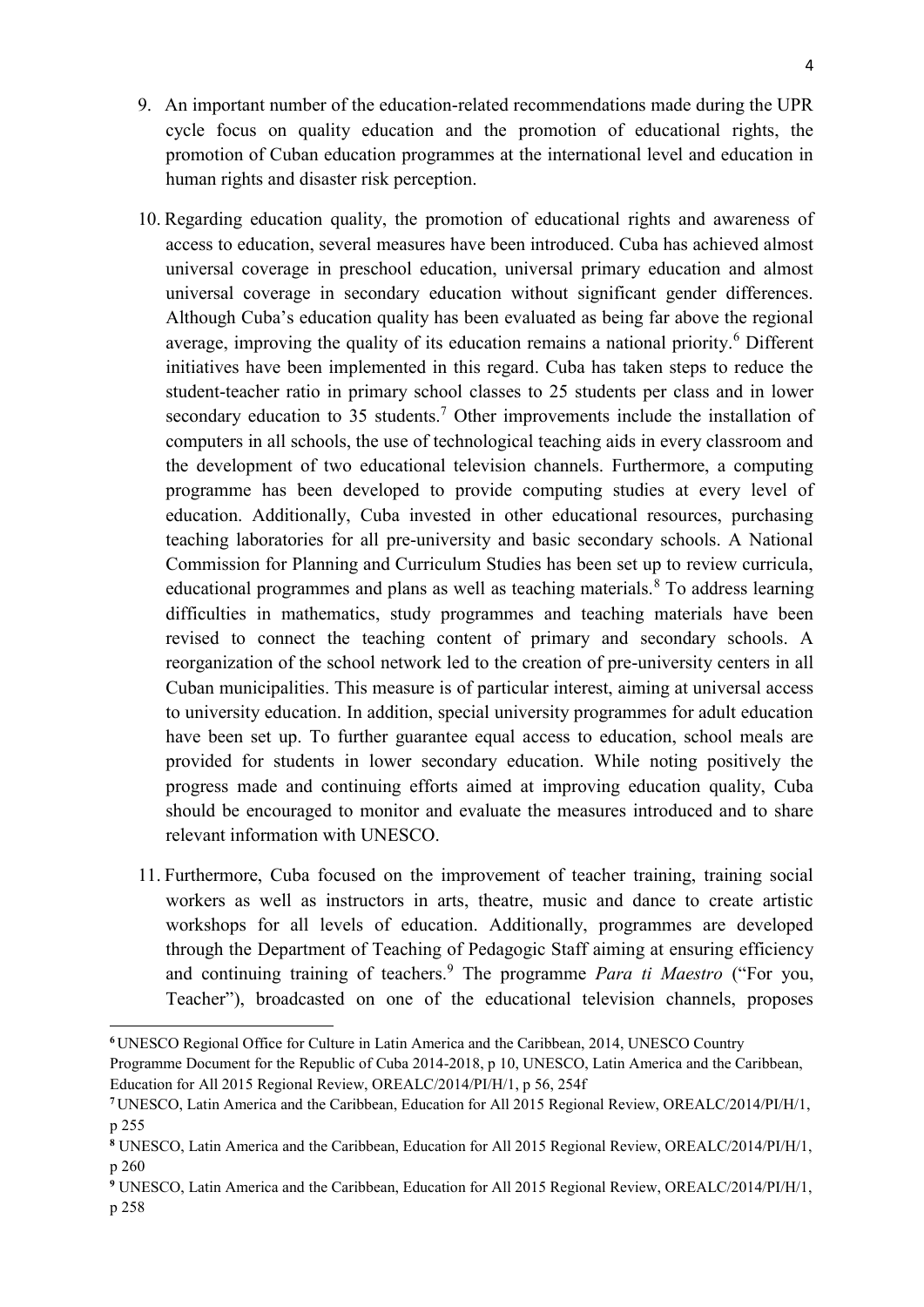9. An important number of the education-related recommendations made during the UPR cycle focus on quality education and the promotion of educational rights, the promotion of Cuban education programmes at the international level and education in human rights and disaster risk perception.

10. Regarding education quality, the promotion of educational rights and awareness of access to education, several measures have been introduced. Cuba has achieved almost universal coverage in preschool education, universal primary education and almost universal coverage in secondary education without significant gender differences. Although Cuba's education quality has been evaluated as being far above the regional average, improving the quality of its education remains a national priority.[6] Different initiatives have been implemented in this regard. Cuba has taken steps to reduce the student-teacher ratio in primary school classes to 25 students per class and in lower secondary education to 35 students.[7] Other improvements include the installation of computers in all schools, the use of technological teaching aids in every classroom and the development of two educational television channels. Furthermore, a computing programme has been developed to provide computing studies at every level of education. Additionally, Cuba invested in other educational resources, purchasing teaching laboratories for all pre-university and basic secondary schools. A National Commission for Planning and Curriculum Studies has been set up to review curricula, educational programmes and plans as well as teaching materials.[8] To address learning difficulties in mathematics, study programmes and teaching materials have been revised to connect the teaching content of primary and secondary schools. A reorganization of the school network led to the creation of pre-university centers in all Cuban municipalities. This measure is of particular interest, aiming at universal access to university education. In addition, special university programmes for adult education have been set up. To further guarantee equal access to education, school meals are provided for students in lower secondary education. While noting positively the progress made and continuing efforts aimed at improving education quality, Cuba should be encouraged to monitor and evaluate the measures introduced and to share relevant information with UNESCO.

11. Furthermore, Cuba focused on the improvement of teacher training, training social workers as well as instructors in arts, theatre, music and dance to create artistic workshops for all levels of education. Additionally, programmes are developed through the Department of Teaching of Pedagogic Staff aiming at ensuring efficiency and continuing training of teachers.[9] The programme *Para ti Maestro* ("For you, Teacher"), broadcasted on one of the educational television channels, proposes

---

[6] UNESCO Regional Office for Culture in Latin America and the Caribbean, 2014, UNESCO Country Programme Document for the Republic of Cuba 2014-2018, p 10, UNESCO, Latin America and the Caribbean, Education for All 2015 Regional Review, OREALC/2014/PI/H/1, p 56, 254f

[7] UNESCO, Latin America and the Caribbean, Education for All 2015 Regional Review, OREALC/2014/PI/H/1, p 255

[8] UNESCO, Latin America and the Caribbean, Education for All 2015 Regional Review, OREALC/2014/PI/H/1, p 260

[9] UNESCO, Latin America and the Caribbean, Education for All 2015 Regional Review, OREALC/2014/PI/H/1, p 258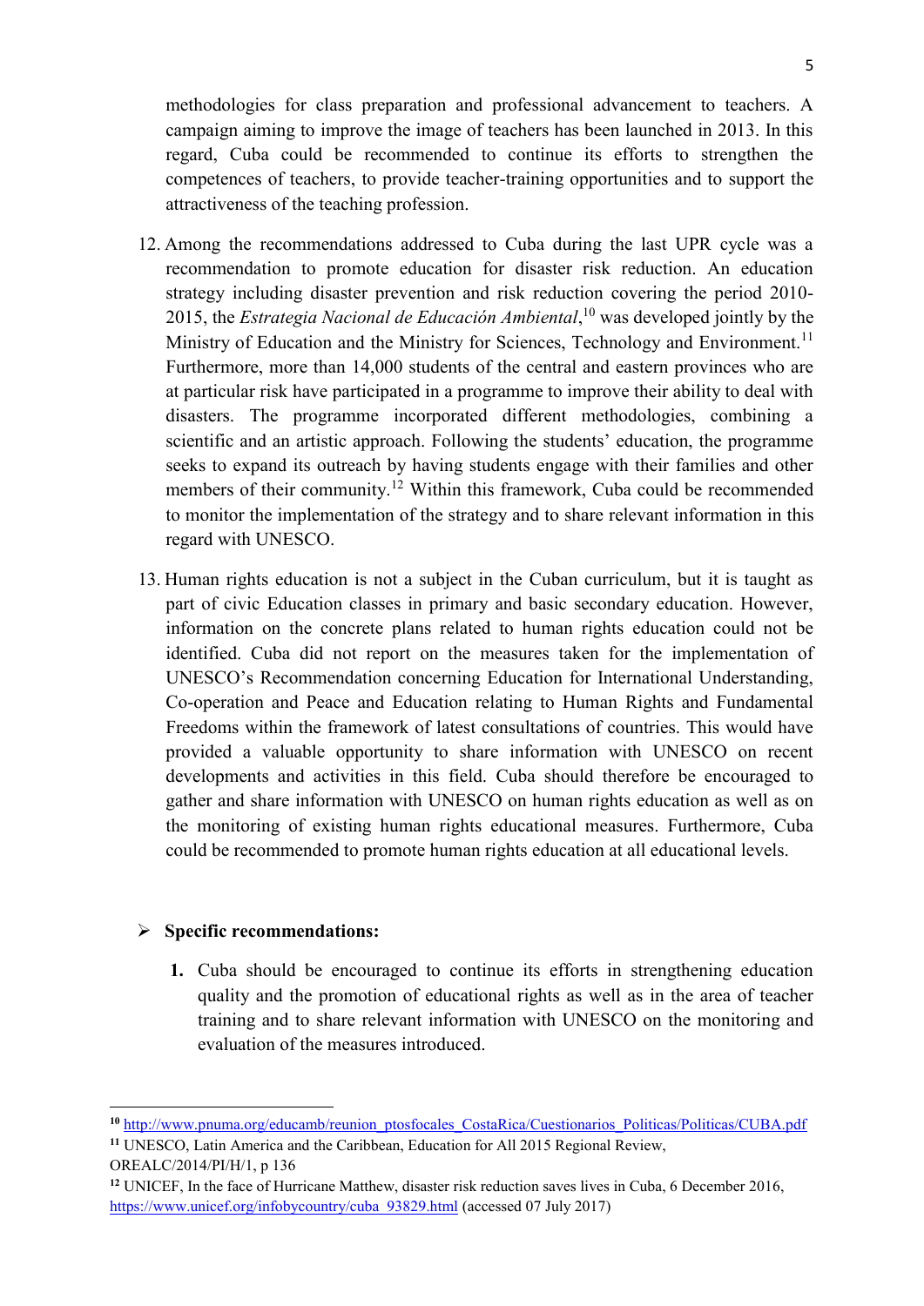methodologies for class preparation and professional advancement to teachers. A campaign aiming to improve the image of teachers has been launched in 2013. In this regard, Cuba could be recommended to continue its efforts to strengthen the competences of teachers, to provide teacher-training opportunities and to support the attractiveness of the teaching profession.

12. Among the recommendations addressed to Cuba during the last UPR cycle was a recommendation to promote education for disaster risk reduction. An education strategy including disaster prevention and risk reduction covering the period 2010-2015, the *Estrategia Nacional de Educación Ambiental*,[10] was developed jointly by the Ministry of Education and the Ministry for Sciences, Technology and Environment.[11] Furthermore, more than 14,000 students of the central and eastern provinces who are at particular risk have participated in a programme to improve their ability to deal with disasters. The programme incorporated different methodologies, combining a scientific and an artistic approach. Following the students' education, the programme seeks to expand its outreach by having students engage with their families and other members of their community.[12] Within this framework, Cuba could be recommended to monitor the implementation of the strategy and to share relevant information in this regard with UNESCO.

13. Human rights education is not a subject in the Cuban curriculum, but it is taught as part of civic Education classes in primary and basic secondary education. However, information on the concrete plans related to human rights education could not be identified. Cuba did not report on the measures taken for the implementation of UNESCO's Recommendation concerning Education for International Understanding, Co-operation and Peace and Education relating to Human Rights and Fundamental Freedoms within the framework of latest consultations of countries. This would have provided a valuable opportunity to share information with UNESCO on recent developments and activities in this field. Cuba should therefore be encouraged to gather and share information with UNESCO on human rights education as well as on the monitoring of existing human rights educational measures. Furthermore, Cuba could be recommended to promote human rights education at all educational levels.

➢ **Specific recommendations:**

1. Cuba should be encouraged to continue its efforts in strengthening education quality and the promotion of educational rights as well as in the area of teacher training and to share relevant information with UNESCO on the monitoring and evaluation of the measures introduced.

---

[10] http://www.pnuma.org/educamb/reunion_ptosfocales_CostaRica/Cuestionarios_Politicas/Politicas/CUBA.pdf

[11] UNESCO, Latin America and the Caribbean, Education for All 2015 Regional Review, OREALC/2014/PI/H/1, p 136

[12] UNICEF, In the face of Hurricane Matthew, disaster risk reduction saves lives in Cuba, 6 December 2016, https://www.unicef.org/infobycountry/cuba_93829.html (accessed 07 July 2017)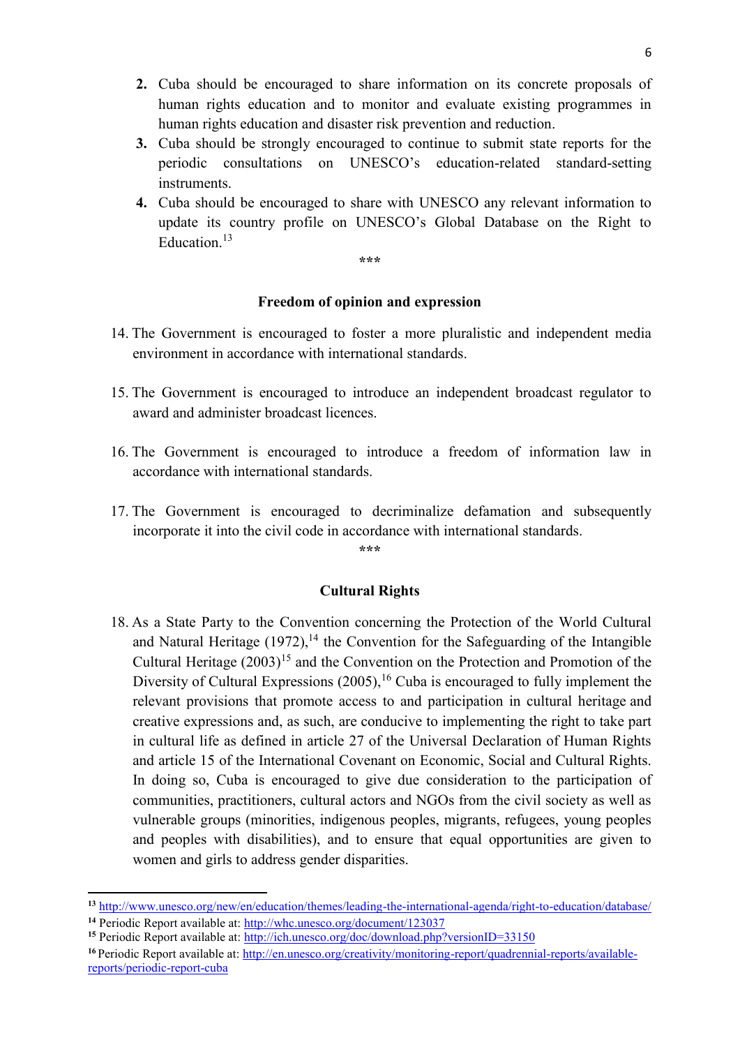2. Cuba should be encouraged to share information on its concrete proposals of human rights education and to monitor and evaluate existing programmes in human rights education and disaster risk prevention and reduction.
3. Cuba should be strongly encouraged to continue to submit state reports for the periodic consultations on UNESCO's education-related standard-setting instruments.
4. Cuba should be encouraged to share with UNESCO any relevant information to update its country profile on UNESCO's Global Database on the Right to Education.[13]

***

### Freedom of opinion and expression

14. The Government is encouraged to foster a more pluralistic and independent media environment in accordance with international standards.

15. The Government is encouraged to introduce an independent broadcast regulator to award and administer broadcast licences.

16. The Government is encouraged to introduce a freedom of information law in accordance with international standards.

17. The Government is encouraged to decriminalize defamation and subsequently incorporate it into the civil code in accordance with international standards.

***

### Cultural Rights

18. As a State Party to the Convention concerning the Protection of the World Cultural and Natural Heritage (1972),[14] the Convention for the Safeguarding of the Intangible Cultural Heritage (2003)[15] and the Convention on the Protection and Promotion of the Diversity of Cultural Expressions (2005),[16] Cuba is encouraged to fully implement the relevant provisions that promote access to and participation in cultural heritage and creative expressions and, as such, are conducive to implementing the right to take part in cultural life as defined in article 27 of the Universal Declaration of Human Rights and article 15 of the International Covenant on Economic, Social and Cultural Rights. In doing so, Cuba is encouraged to give due consideration to the participation of communities, practitioners, cultural actors and NGOs from the civil society as well as vulnerable groups (minorities, indigenous peoples, migrants, refugees, young peoples and peoples with disabilities), and to ensure that equal opportunities are given to women and girls to address gender disparities.

---

[13] http://www.unesco.org/new/en/education/themes/leading-the-international-agenda/right-to-education/database/

[14] Periodic Report available at: http://whc.unesco.org/document/123037

[15] Periodic Report available at: http://ich.unesco.org/doc/download.php?versionID=33150

[16] Periodic Report available at: http://en.unesco.org/creativity/monitoring-report/quadrennial-reports/available-reports/periodic-report-cuba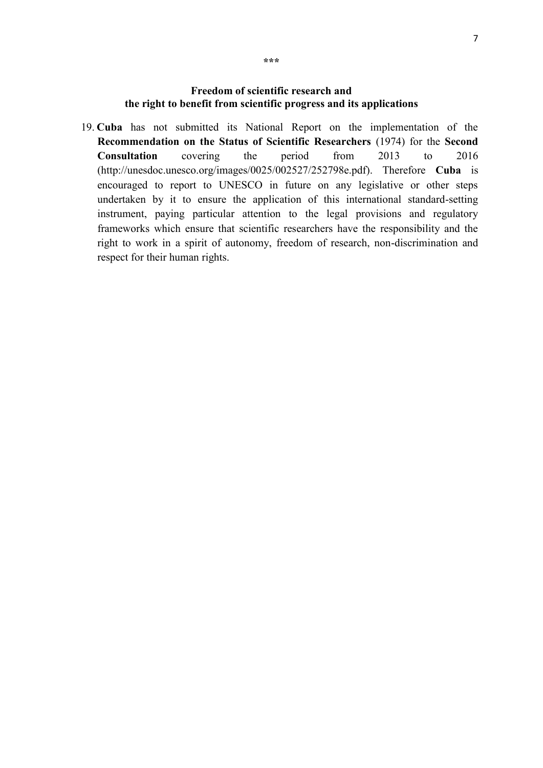\*\*\*

**Freedom of scientific research and the right to benefit from scientific progress and its applications**

19. **Cuba** has not submitted its National Report on the implementation of the **Recommendation on the Status of Scientific Researchers** (1974) for the **Second Consultation** covering the period from 2013 to 2016 (http://unesdoc.unesco.org/images/0025/002527/252798e.pdf). Therefore **Cuba** is encouraged to report to UNESCO in future on any legislative or other steps undertaken by it to ensure the application of this international standard-setting instrument, paying particular attention to the legal provisions and regulatory frameworks which ensure that scientific researchers have the responsibility and the right to work in a spirit of autonomy, freedom of research, non-discrimination and respect for their human rights.